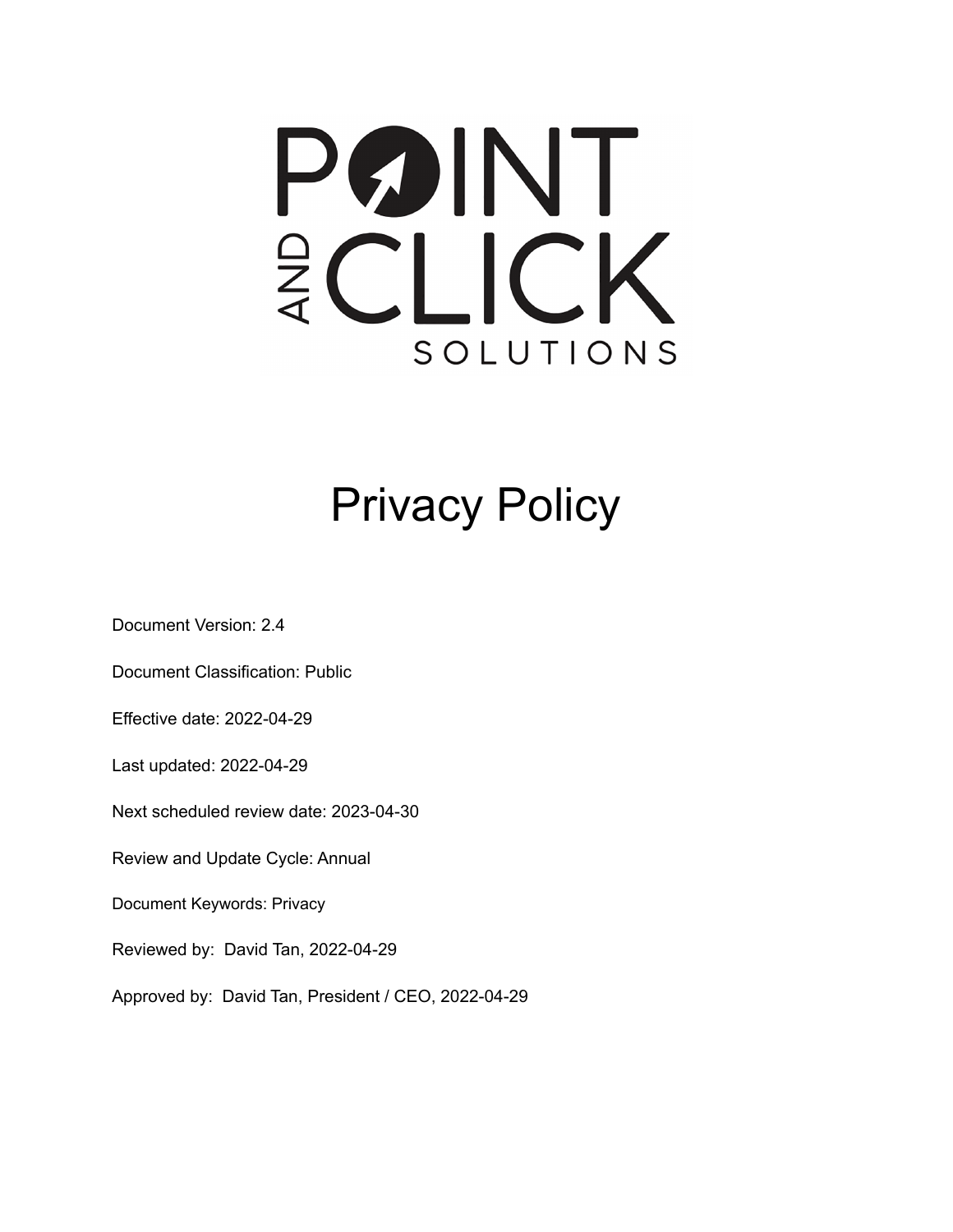# Privacy Policy

Document Version: 2.4

Document Classification: Public

Effective date: 2022-04-29

Last updated: 2022-04-29

Next scheduled review date: 2023-04-30

Review and Update Cycle: Annual

Document Keywords: Privacy

Reviewed by: David Tan, 2022-04-29

Approved by: David Tan, President / CEO, 2022-04-29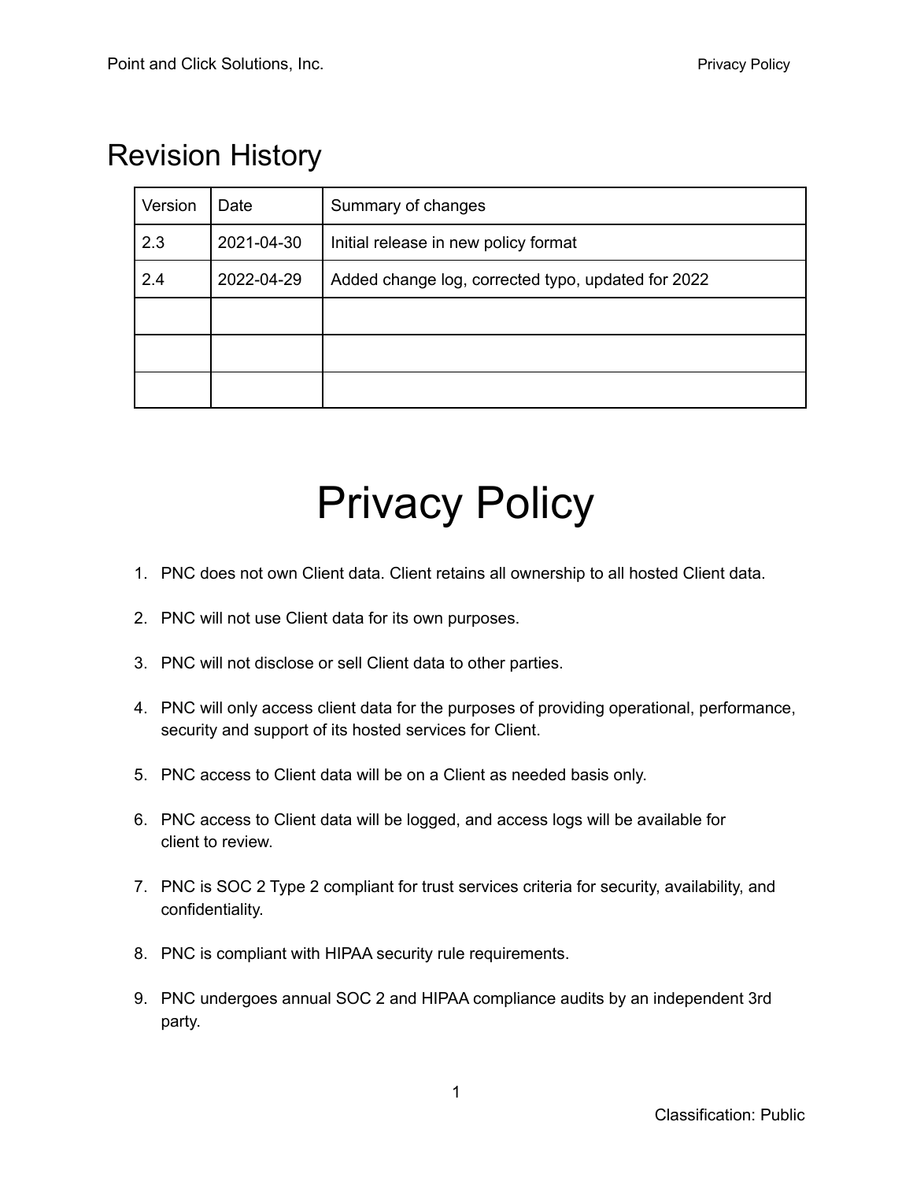## Revision History

| Version | Date | Summary of changes |
| --- | --- | --- |
| 2.3 | 2021-04-30 | Initial release in new policy format |
| 2.4 | 2022-04-29 | Added change log, corrected typo, updated for 2022 |
| | | |
| | | |
| | | |

# Privacy Policy

1. PNC does not own Client data. Client retains all ownership to all hosted Client data.

2. PNC will not use Client data for its own purposes.

3. PNC will not disclose or sell Client data to other parties.

4. PNC will only access client data for the purposes of providing operational, performance, security and support of its hosted services for Client.

5. PNC access to Client data will be on a Client as needed basis only.

6. PNC access to Client data will be logged, and access logs will be available for client to review.

7. PNC is SOC 2 Type 2 compliant for trust services criteria for security, availability, and confidentiality.

8. PNC is compliant with HIPAA security rule requirements.

9. PNC undergoes annual SOC 2 and HIPAA compliance audits by an independent 3rd party.

Classification: Public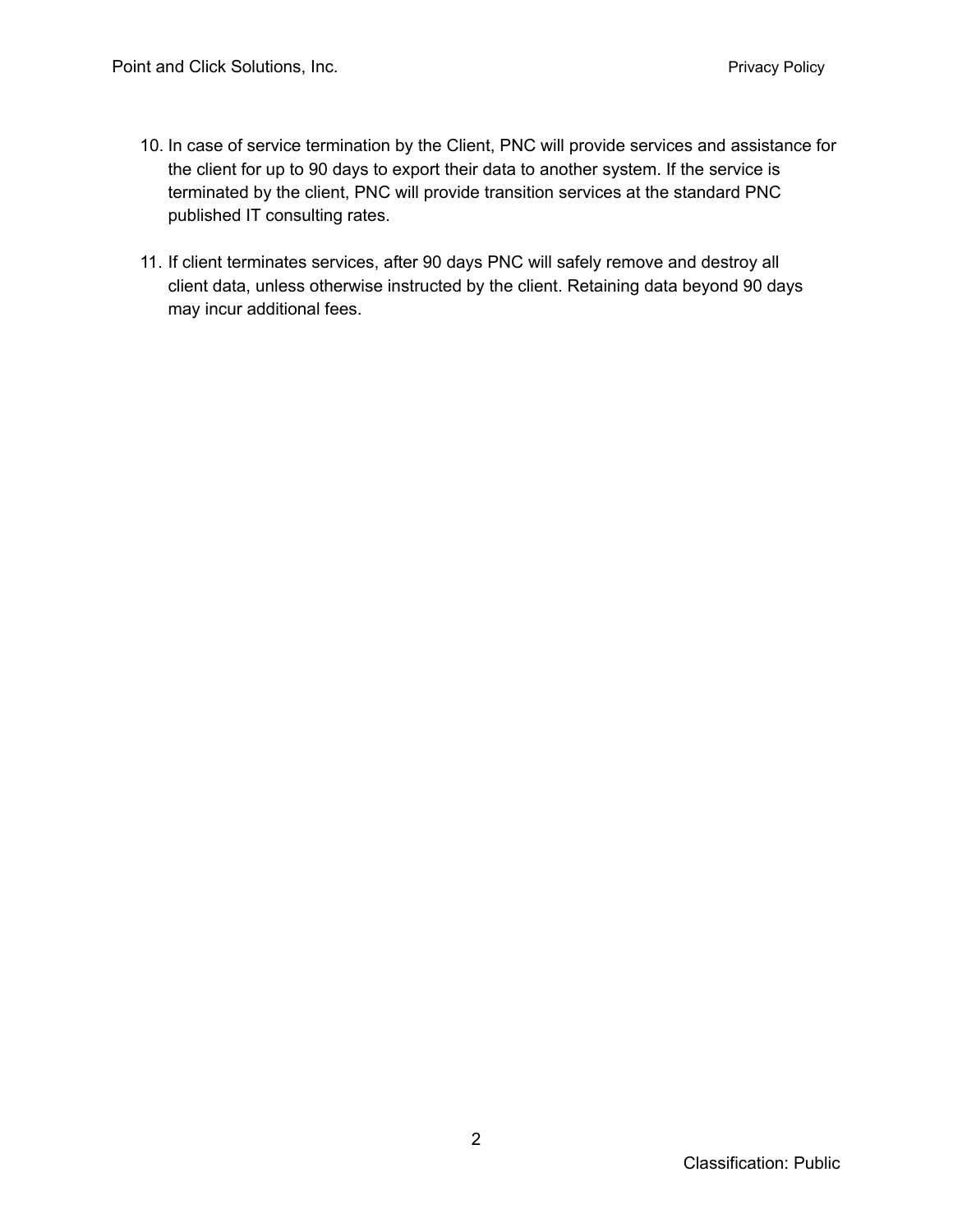10. In case of service termination by the Client, PNC will provide services and assistance for the client for up to 90 days to export their data to another system. If the service is terminated by the client, PNC will provide transition services at the standard PNC published IT consulting rates.

11. If client terminates services, after 90 days PNC will safely remove and destroy all client data, unless otherwise instructed by the client. Retaining data beyond 90 days may incur additional fees.